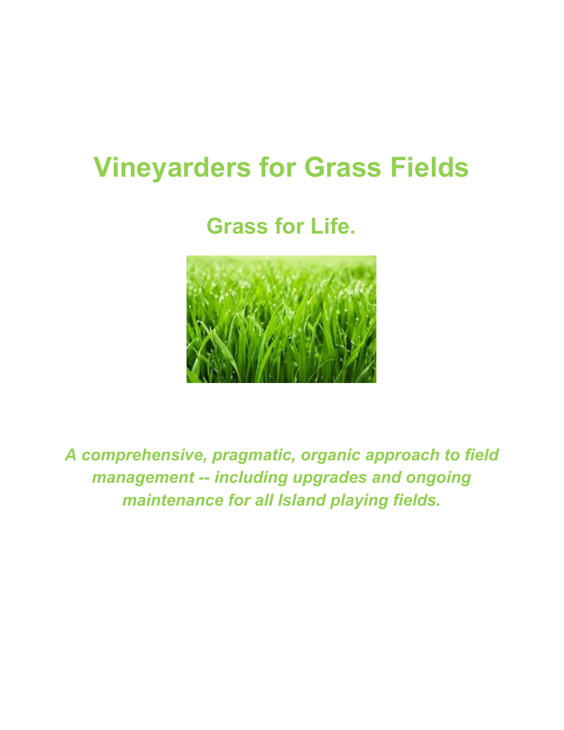# Vineyarders for Grass Fields

## Grass for Life.

***A comprehensive, pragmatic, organic approach to field management -- including upgrades and ongoing maintenance for all Island playing fields.***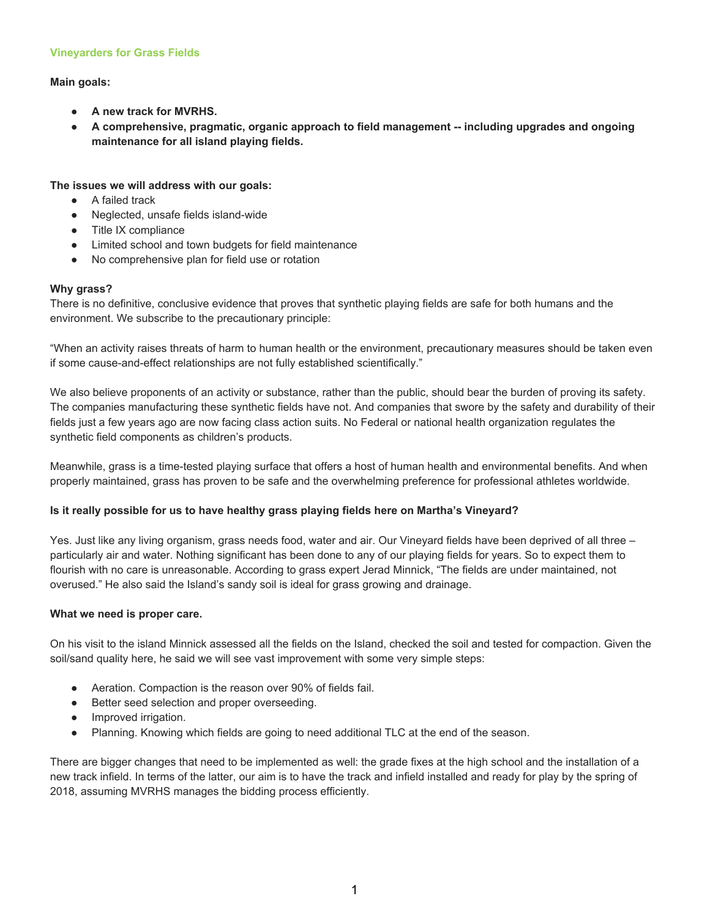**Vineyarders for Grass Fields**

**Main goals:**

- **A new track for MVRHS.**
- **A comprehensive, pragmatic, organic approach to field management -- including upgrades and ongoing maintenance for all island playing fields.**

**The issues we will address with our goals:**

- A failed track
- Neglected, unsafe fields island-wide
- Title IX compliance
- Limited school and town budgets for field maintenance
- No comprehensive plan for field use or rotation

**Why grass?**

There is no definitive, conclusive evidence that proves that synthetic playing fields are safe for both humans and the environment. We subscribe to the precautionary principle:

"When an activity raises threats of harm to human health or the environment, precautionary measures should be taken even if some cause-and-effect relationships are not fully established scientifically."

We also believe proponents of an activity or substance, rather than the public, should bear the burden of proving its safety. The companies manufacturing these synthetic fields have not. And companies that swore by the safety and durability of their fields just a few years ago are now facing class action suits. No Federal or national health organization regulates the synthetic field components as children's products.

Meanwhile, grass is a time-tested playing surface that offers a host of human health and environmental benefits. And when properly maintained, grass has proven to be safe and the overwhelming preference for professional athletes worldwide.

**Is it really possible for us to have healthy grass playing fields here on Martha's Vineyard?**

Yes. Just like any living organism, grass needs food, water and air. Our Vineyard fields have been deprived of all three – particularly air and water. Nothing significant has been done to any of our playing fields for years. So to expect them to flourish with no care is unreasonable. According to grass expert Jerad Minnick, "The fields are under maintained, not overused." He also said the Island's sandy soil is ideal for grass growing and drainage.

**What we need is proper care.**

On his visit to the island Minnick assessed all the fields on the Island, checked the soil and tested for compaction. Given the soil/sand quality here, he said we will see vast improvement with some very simple steps:

- Aeration. Compaction is the reason over 90% of fields fail.
- Better seed selection and proper overseeding.
- Improved irrigation.
- Planning. Knowing which fields are going to need additional TLC at the end of the season.

There are bigger changes that need to be implemented as well: the grade fixes at the high school and the installation of a new track infield. In terms of the latter, our aim is to have the track and infield installed and ready for play by the spring of 2018, assuming MVRHS manages the bidding process efficiently.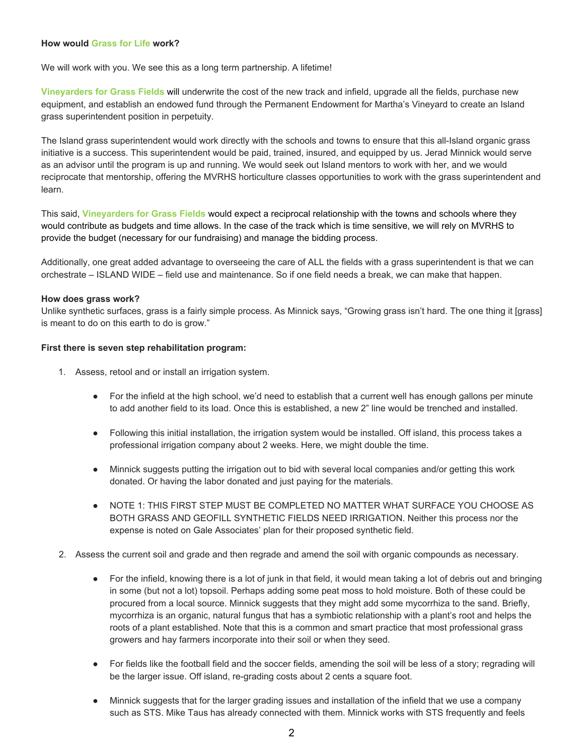**How would Grass for Life work?**

We will work with you. We see this as a long term partnership. A lifetime!

**Vineyarders for Grass Fields** will underwrite the cost of the new track and infield, upgrade all the fields, purchase new equipment, and establish an endowed fund through the Permanent Endowment for Martha's Vineyard to create an Island grass superintendent position in perpetuity.

The Island grass superintendent would work directly with the schools and towns to ensure that this all-Island organic grass initiative is a success. This superintendent would be paid, trained, insured, and equipped by us. Jerad Minnick would serve as an advisor until the program is up and running. We would seek out Island mentors to work with her, and we would reciprocate that mentorship, offering the MVRHS horticulture classes opportunities to work with the grass superintendent and learn.

This said, **Vineyarders for Grass Fields** would expect a reciprocal relationship with the towns and schools where they would contribute as budgets and time allows. In the case of the track which is time sensitive, we will rely on MVRHS to provide the budget (necessary for our fundraising) and manage the bidding process.

Additionally, one great added advantage to overseeing the care of ALL the fields with a grass superintendent is that we can orchestrate – ISLAND WIDE – field use and maintenance. So if one field needs a break, we can make that happen.

**How does grass work?**

Unlike synthetic surfaces, grass is a fairly simple process. As Minnick says, "Growing grass isn't hard. The one thing it [grass] is meant to do on this earth to do is grow."

**First there is seven step rehabilitation program:**

1. Assess, retool and or install an irrigation system.
   - For the infield at the high school, we'd need to establish that a current well has enough gallons per minute to add another field to its load. Once this is established, a new 2" line would be trenched and installed.
   - Following this initial installation, the irrigation system would be installed. Off island, this process takes a professional irrigation company about 2 weeks. Here, we might double the time.
   - Minnick suggests putting the irrigation out to bid with several local companies and/or getting this work donated. Or having the labor donated and just paying for the materials.
   - NOTE 1: THIS FIRST STEP MUST BE COMPLETED NO MATTER WHAT SURFACE YOU CHOOSE AS BOTH GRASS AND GEOFILL SYNTHETIC FIELDS NEED IRRIGATION. Neither this process nor the expense is noted on Gale Associates' plan for their proposed synthetic field.
2. Assess the current soil and grade and then regrade and amend the soil with organic compounds as necessary.
   - For the infield, knowing there is a lot of junk in that field, it would mean taking a lot of debris out and bringing in some (but not a lot) topsoil. Perhaps adding some peat moss to hold moisture. Both of these could be procured from a local source. Minnick suggests that they might add some mycorrhiza to the sand. Briefly, mycorrhiza is an organic, natural fungus that has a symbiotic relationship with a plant's root and helps the roots of a plant established. Note that this is a common and smart practice that most professional grass growers and hay farmers incorporate into their soil or when they seed.
   - For fields like the football field and the soccer fields, amending the soil will be less of a story; regrading will be the larger issue. Off island, re-grading costs about 2 cents a square foot.
   - Minnick suggests that for the larger grading issues and installation of the infield that we use a company such as STS. Mike Taus has already connected with them. Minnick works with STS frequently and feels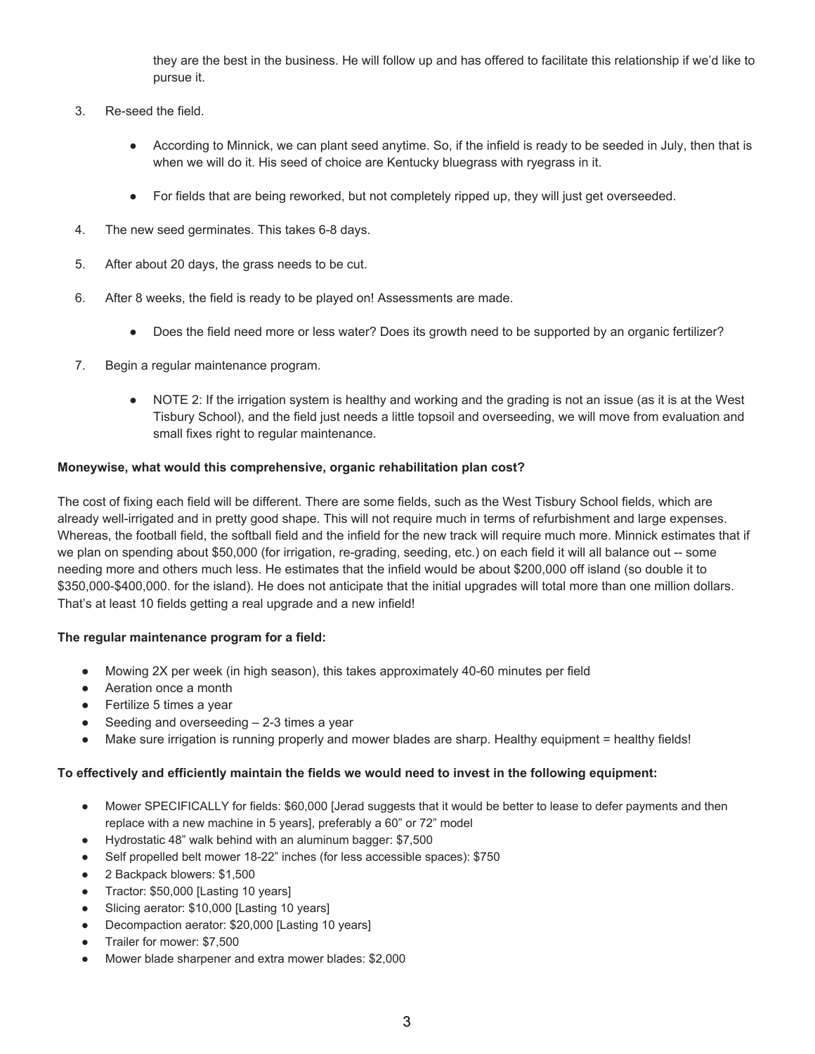they are the best in the business. He will follow up and has offered to facilitate this relationship if we'd like to pursue it.

3. Re-seed the field.

    - According to Minnick, we can plant seed anytime. So, if the infield is ready to be seeded in July, then that is when we will do it. His seed of choice are Kentucky bluegrass with ryegrass in it.

    - For fields that are being reworked, but not completely ripped up, they will just get overseeded.

4. The new seed germinates. This takes 6-8 days.

5. After about 20 days, the grass needs to be cut.

6. After 8 weeks, the field is ready to be played on! Assessments are made.

    - Does the field need more or less water? Does its growth need to be supported by an organic fertilizer?

7. Begin a regular maintenance program.

    - NOTE 2: If the irrigation system is healthy and working and the grading is not an issue (as it is at the West Tisbury School), and the field just needs a little topsoil and overseeding, we will move from evaluation and small fixes right to regular maintenance.

**Moneywise, what would this comprehensive, organic rehabilitation plan cost?**

The cost of fixing each field will be different. There are some fields, such as the West Tisbury School fields, which are already well-irrigated and in pretty good shape. This will not require much in terms of refurbishment and large expenses. Whereas, the football field, the softball field and the infield for the new track will require much more. Minnick estimates that if we plan on spending about $50,000 (for irrigation, re-grading, seeding, etc.) on each field it will all balance out -- some needing more and others much less. He estimates that the infield would be about $200,000 off island (so double it to $350,000-$400,000. for the island). He does not anticipate that the initial upgrades will total more than one million dollars. That's at least 10 fields getting a real upgrade and a new infield!

**The regular maintenance program for a field:**

- Mowing 2X per week (in high season), this takes approximately 40-60 minutes per field
- Aeration once a month
- Fertilize 5 times a year
- Seeding and overseeding – 2-3 times a year
- Make sure irrigation is running properly and mower blades are sharp. Healthy equipment = healthy fields!

**To effectively and efficiently maintain the fields we would need to invest in the following equipment:**

- Mower SPECIFICALLY for fields: $60,000 [Jerad suggests that it would be better to lease to defer payments and then replace with a new machine in 5 years], preferably a 60" or 72" model
- Hydrostatic 48" walk behind with an aluminum bagger: $7,500
- Self propelled belt mower 18-22" inches (for less accessible spaces): $750
- 2 Backpack blowers: $1,500
- Tractor: $50,000 [Lasting 10 years]
- Slicing aerator: $10,000 [Lasting 10 years]
- Decompaction aerator: $20,000 [Lasting 10 years]
- Trailer for mower: $7,500
- Mower blade sharpener and extra mower blades: $2,000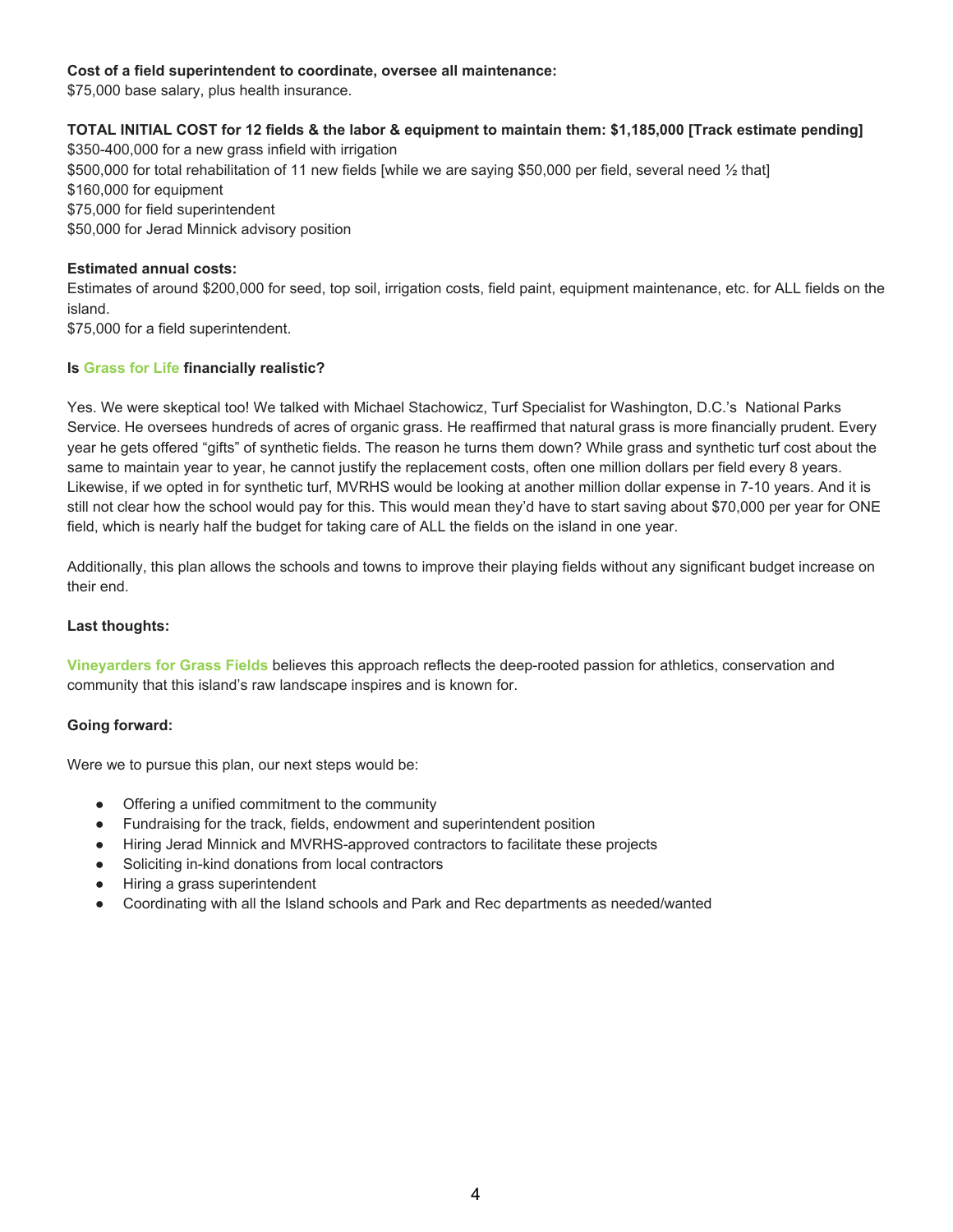**Cost of a field superintendent to coordinate, oversee all maintenance:**
$75,000 base salary, plus health insurance.

**TOTAL INITIAL COST for 12 fields & the labor & equipment to maintain them: $1,185,000 [Track estimate pending]**
$350-400,000 for a new grass infield with irrigation
$500,000 for total rehabilitation of 11 new fields [while we are saying $50,000 per field, several need ½ that]
$160,000 for equipment
$75,000 for field superintendent
$50,000 for Jerad Minnick advisory position

**Estimated annual costs:**
Estimates of around $200,000 for seed, top soil, irrigation costs, field paint, equipment maintenance, etc. for ALL fields on the island.
$75,000 for a field superintendent.

**Is Grass for Life financially realistic?**

Yes. We were skeptical too! We talked with Michael Stachowicz, Turf Specialist for Washington, D.C.'s National Parks Service. He oversees hundreds of acres of organic grass. He reaffirmed that natural grass is more financially prudent. Every year he gets offered "gifts" of synthetic fields. The reason he turns them down? While grass and synthetic turf cost about the same to maintain year to year, he cannot justify the replacement costs, often one million dollars per field every 8 years. Likewise, if we opted in for synthetic turf, MVRHS would be looking at another million dollar expense in 7-10 years. And it is still not clear how the school would pay for this. This would mean they'd have to start saving about $70,000 per year for ONE field, which is nearly half the budget for taking care of ALL the fields on the island in one year.

Additionally, this plan allows the schools and towns to improve their playing fields without any significant budget increase on their end.

**Last thoughts:**

**Vineyarders for Grass Fields** believes this approach reflects the deep-rooted passion for athletics, conservation and community that this island's raw landscape inspires and is known for.

**Going forward:**

Were we to pursue this plan, our next steps would be:

- Offering a unified commitment to the community
- Fundraising for the track, fields, endowment and superintendent position
- Hiring Jerad Minnick and MVRHS-approved contractors to facilitate these projects
- Soliciting in-kind donations from local contractors
- Hiring a grass superintendent
- Coordinating with all the Island schools and Park and Rec departments as needed/wanted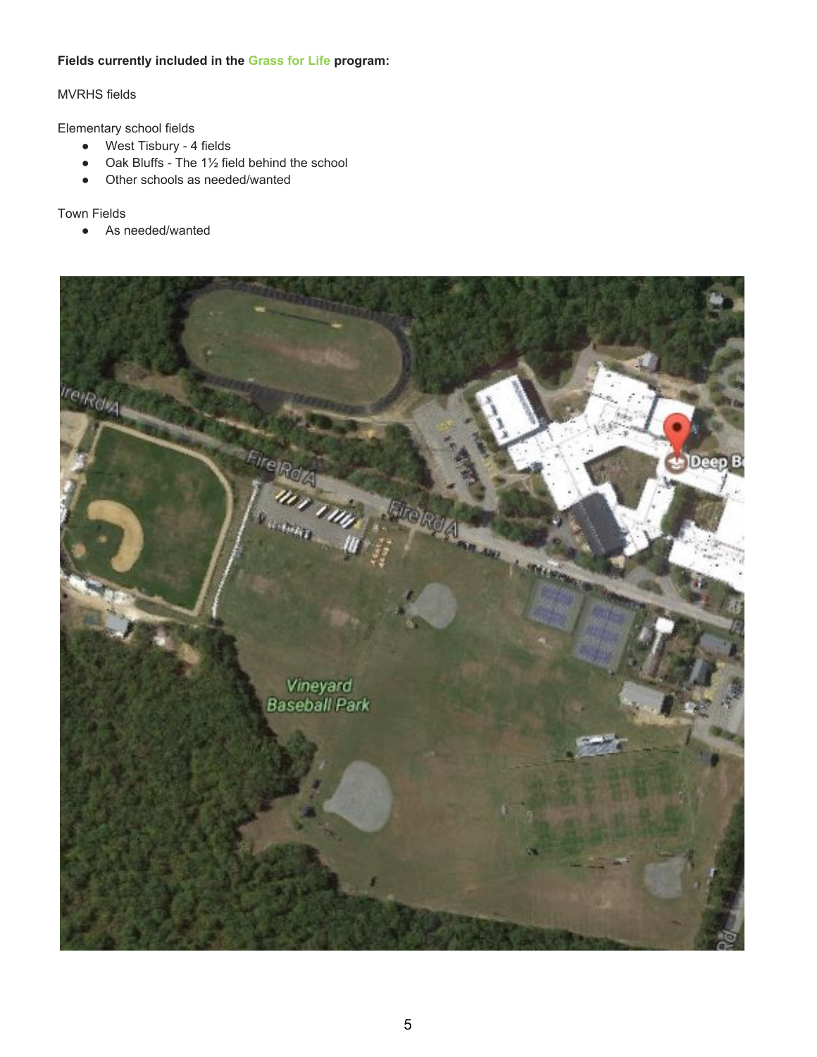**Fields currently included in the Grass for Life program:**

MVRHS fields

Elementary school fields

- West Tisbury - 4 fields
- Oak Bluffs - The 1½ field behind the school
- Other schools as needed/wanted

Town Fields

- As needed/wanted